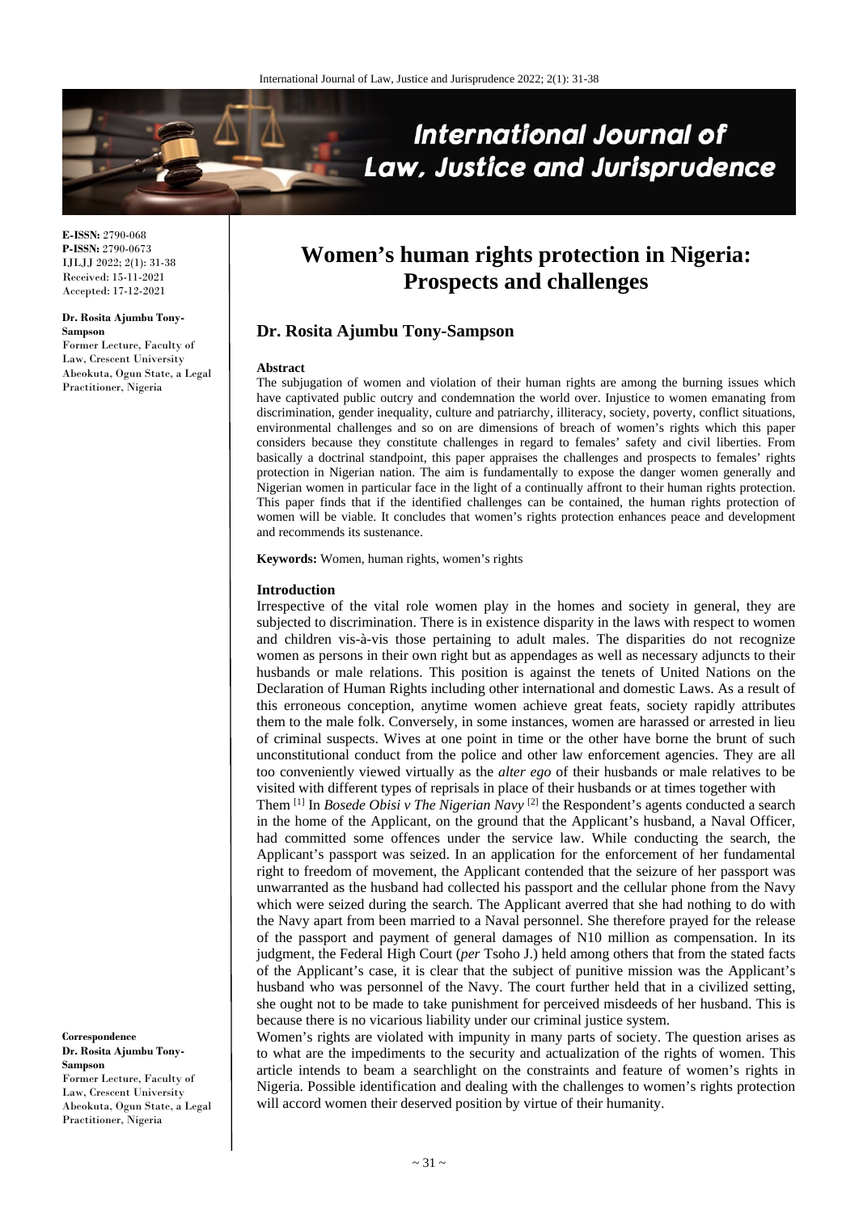# Women's human rights protection in Nigeria: Prospects and challenges

## Dr. Rosita Ajumbu Tony-Sampson

**E-ISSN:** 2790-068
**P-ISSN:** 2790-0673
IJLJJ 2022; 2(1): 31-38
Received: 15-11-2021
Accepted: 17-12-2021

**Dr. Rosita Ajumbu Tony-Sampson**
Former Lecture, Faculty of Law, Crescent University Abeokuta, Ogun State, a Legal Practitioner, Nigeria

**Correspondence**
**Dr. Rosita Ajumbu Tony-Sampson**
Former Lecture, Faculty of Law, Crescent University Abeokuta, Ogun State, a Legal Practitioner, Nigeria

**Abstract**

The subjugation of women and violation of their human rights are among the burning issues which have captivated public outcry and condemnation the world over. Injustice to women emanating from discrimination, gender inequality, culture and patriarchy, illiteracy, society, poverty, conflict situations, environmental challenges and so on are dimensions of breach of women's rights which this paper considers because they constitute challenges in regard to females' safety and civil liberties. From basically a doctrinal standpoint, this paper appraises the challenges and prospects to females' rights protection in Nigerian nation. The aim is fundamentally to expose the danger women generally and Nigerian women in particular face in the light of a continually affront to their human rights protection. This paper finds that if the identified challenges can be contained, the human rights protection of women will be viable. It concludes that women's rights protection enhances peace and development and recommends its sustenance.

**Keywords:** Women, human rights, women's rights

### Introduction

Irrespective of the vital role women play in the homes and society in general, they are subjected to discrimination. There is in existence disparity in the laws with respect to women and children vis-à-vis those pertaining to adult males. The disparities do not recognize women as persons in their own right but as appendages as well as necessary adjuncts to their husbands or male relations. This position is against the tenets of United Nations on the Declaration of Human Rights including other international and domestic Laws. As a result of this erroneous conception, anytime women achieve great feats, society rapidly attributes them to the male folk. Conversely, in some instances, women are harassed or arrested in lieu of criminal suspects. Wives at one point in time or the other have borne the brunt of such unconstitutional conduct from the police and other law enforcement agencies. They are all too conveniently viewed virtually as the *alter ego* of their husbands or male relatives to be visited with different types of reprisals in place of their husbands or at times together with Them [1] In *Bosede Obisi v The Nigerian Navy* [2] the Respondent's agents conducted a search in the home of the Applicant, on the ground that the Applicant's husband, a Naval Officer, had committed some offences under the service law. While conducting the search, the Applicant's passport was seized. In an application for the enforcement of her fundamental right to freedom of movement, the Applicant contended that the seizure of her passport was unwarranted as the husband had collected his passport and the cellular phone from the Navy which were seized during the search. The Applicant averred that she had nothing to do with the Navy apart from been married to a Naval personnel. She therefore prayed for the release of the passport and payment of general damages of N10 million as compensation. In its judgment, the Federal High Court (*per* Tsoho J.) held among others that from the stated facts of the Applicant's case, it is clear that the subject of punitive mission was the Applicant's husband who was personnel of the Navy. The court further held that in a civilized setting, she ought not to be made to take punishment for perceived misdeeds of her husband. This is because there is no vicarious liability under our criminal justice system.

Women's rights are violated with impunity in many parts of society. The question arises as to what are the impediments to the security and actualization of the rights of women. This article intends to beam a searchlight on the constraints and feature of women's rights in Nigeria. Possible identification and dealing with the challenges to women's rights protection will accord women their deserved position by virtue of their humanity.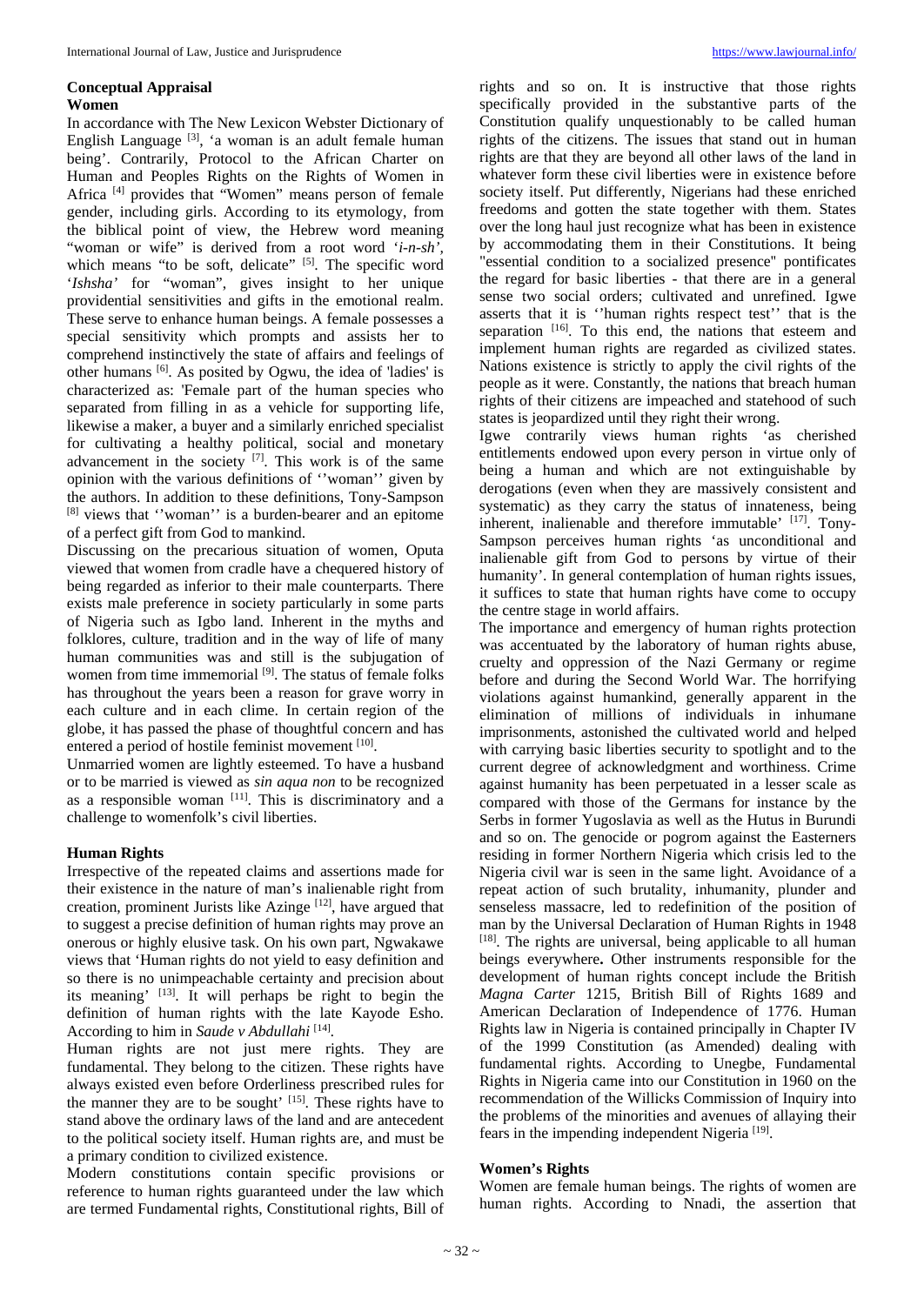## Conceptual Appraisal

### Women

In accordance with The New Lexicon Webster Dictionary of English Language [3], 'a woman is an adult female human being'. Contrarily, Protocol to the African Charter on Human and Peoples Rights on the Rights of Women in Africa [4] provides that "Women" means person of female gender, including girls. According to its etymology, from the biblical point of view, the Hebrew word meaning "woman or wife" is derived from a root word '*i-n-sh'*, which means "to be soft, delicate" [5]. The specific word '*Ishsha'* for "woman", gives insight to her unique providential sensitivities and gifts in the emotional realm. These serve to enhance human beings. A female possesses a special sensitivity which prompts and assists her to comprehend instinctively the state of affairs and feelings of other humans [6]. As posited by Ogwu, the idea of 'ladies' is characterized as: 'Female part of the human species who separated from filling in as a vehicle for supporting life, likewise a maker, a buyer and a similarly enriched specialist for cultivating a healthy political, social and monetary advancement in the society [7]. This work is of the same opinion with the various definitions of ''woman'' given by the authors. In addition to these definitions, Tony-Sampson [8] views that ''woman'' is a burden-bearer and an epitome of a perfect gift from God to mankind.

Discussing on the precarious situation of women, Oputa viewed that women from cradle have a chequered history of being regarded as inferior to their male counterparts. There exists male preference in society particularly in some parts of Nigeria such as Igbo land. Inherent in the myths and folklores, culture, tradition and in the way of life of many human communities was and still is the subjugation of women from time immemorial [9]. The status of female folks has throughout the years been a reason for grave worry in each culture and in each clime. In certain region of the globe, it has passed the phase of thoughtful concern and has entered a period of hostile feminist movement [10].

Unmarried women are lightly esteemed. To have a husband or to be married is viewed as *sin aqua non* to be recognized as a responsible woman [11]. This is discriminatory and a challenge to womenfolk's civil liberties.

### Human Rights

Irrespective of the repeated claims and assertions made for their existence in the nature of man's inalienable right from creation, prominent Jurists like Azinge [12], have argued that to suggest a precise definition of human rights may prove an onerous or highly elusive task. On his own part, Ngwakawe views that 'Human rights do not yield to easy definition and so there is no unimpeachable certainty and precision about its meaning' [13]. It will perhaps be right to begin the definition of human rights with the late Kayode Esho. According to him in *Saude v Abdullahi* [14].

Human rights are not just mere rights. They are fundamental. They belong to the citizen. These rights have always existed even before Orderliness prescribed rules for the manner they are to be sought' [15]. These rights have to stand above the ordinary laws of the land and are antecedent to the political society itself. Human rights are, and must be a primary condition to civilized existence.

Modern constitutions contain specific provisions or reference to human rights guaranteed under the law which are termed Fundamental rights, Constitutional rights, Bill of rights and so on. It is instructive that those rights specifically provided in the substantive parts of the Constitution qualify unquestionably to be called human rights of the citizens. The issues that stand out in human rights are that they are beyond all other laws of the land in whatever form these civil liberties were in existence before society itself. Put differently, Nigerians had these enriched freedoms and gotten the state together with them. States over the long haul just recognize what has been in existence by accommodating them in their Constitutions. It being "essential condition to a socialized presence" pontificates the regard for basic liberties - that there are in a general sense two social orders; cultivated and unrefined. Igwe asserts that it is ''human rights respect test'' that is the separation [16]. To this end, the nations that esteem and implement human rights are regarded as civilized states. Nations existence is strictly to apply the civil rights of the people as it were. Constantly, the nations that breach human rights of their citizens are impeached and statehood of such states is jeopardized until they right their wrong.

Igwe contrarily views human rights 'as cherished entitlements endowed upon every person in virtue only of being a human and which are not extinguishable by derogations (even when they are massively consistent and systematic) as they carry the status of innateness, being inherent, inalienable and therefore immutable' [17]. Tony-Sampson perceives human rights 'as unconditional and inalienable gift from God to persons by virtue of their humanity'. In general contemplation of human rights issues, it suffices to state that human rights have come to occupy the centre stage in world affairs.

The importance and emergency of human rights protection was accentuated by the laboratory of human rights abuse, cruelty and oppression of the Nazi Germany or regime before and during the Second World War. The horrifying violations against humankind, generally apparent in the elimination of millions of individuals in inhumane imprisonments, astonished the cultivated world and helped with carrying basic liberties security to spotlight and to the current degree of acknowledgment and worthiness. Crime against humanity has been perpetuated in a lesser scale as compared with those of the Germans for instance by the Serbs in former Yugoslavia as well as the Hutus in Burundi and so on. The genocide or pogrom against the Easterners residing in former Northern Nigeria which crisis led to the Nigeria civil war is seen in the same light. Avoidance of a repeat action of such brutality, inhumanity, plunder and senseless massacre, led to redefinition of the position of man by the Universal Declaration of Human Rights in 1948 [18]. The rights are universal, being applicable to all human beings everywhere**.** Other instruments responsible for the development of human rights concept include the British *Magna Carter* 1215, British Bill of Rights 1689 and American Declaration of Independence of 1776. Human Rights law in Nigeria is contained principally in Chapter IV of the 1999 Constitution (as Amended) dealing with fundamental rights. According to Unegbe, Fundamental Rights in Nigeria came into our Constitution in 1960 on the recommendation of the Willicks Commission of Inquiry into the problems of the minorities and avenues of allaying their fears in the impending independent Nigeria [19].

### Women's Rights

Women are female human beings. The rights of women are human rights. According to Nnadi, the assertion that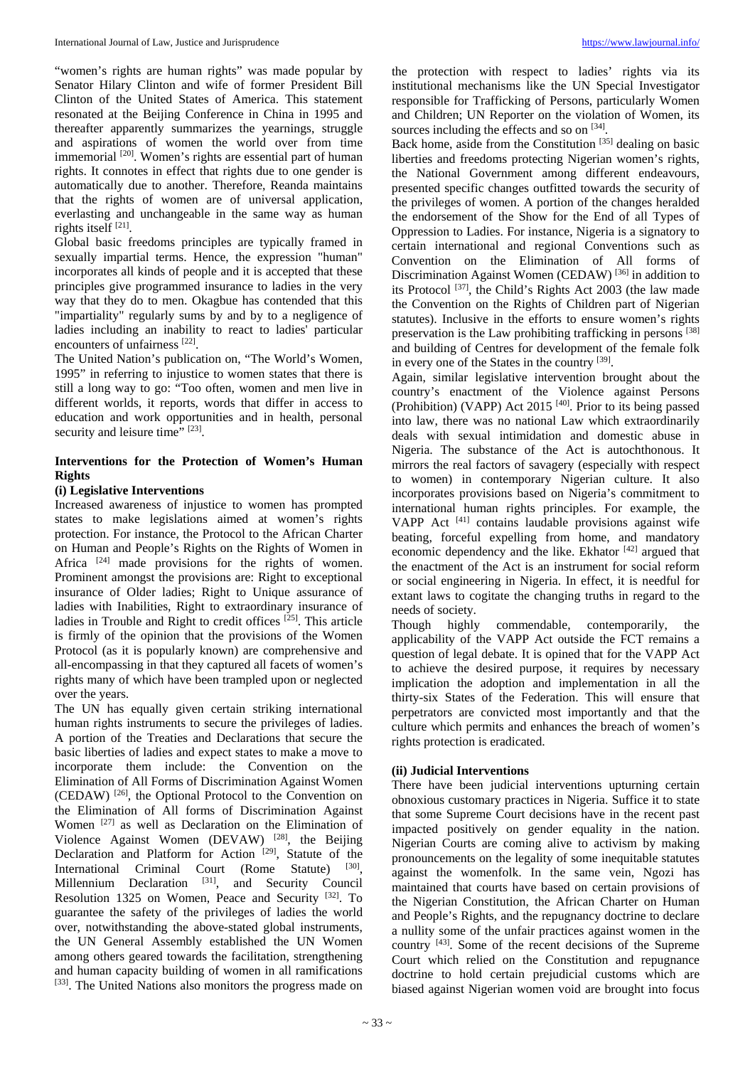"women's rights are human rights" was made popular by Senator Hilary Clinton and wife of former President Bill Clinton of the United States of America. This statement resonated at the Beijing Conference in China in 1995 and thereafter apparently summarizes the yearnings, struggle and aspirations of women the world over from time immemorial [20]. Women's rights are essential part of human rights. It connotes in effect that rights due to one gender is automatically due to another. Therefore, Reanda maintains that the rights of women are of universal application, everlasting and unchangeable in the same way as human rights itself [21].

Global basic freedoms principles are typically framed in sexually impartial terms. Hence, the expression "human" incorporates all kinds of people and it is accepted that these principles give programmed insurance to ladies in the very way that they do to men. Okagbue has contended that this "impartiality" regularly sums by and by to a negligence of ladies including an inability to react to ladies' particular encounters of unfairness [22].

The United Nation's publication on, "The World's Women, 1995" in referring to injustice to women states that there is still a long way to go: "Too often, women and men live in different worlds, it reports, words that differ in access to education and work opportunities and in health, personal security and leisure time" [23].

## Interventions for the Protection of Women's Human Rights

### (i) Legislative Interventions

Increased awareness of injustice to women has prompted states to make legislations aimed at women's rights protection. For instance, the Protocol to the African Charter on Human and People's Rights on the Rights of Women in Africa [24] made provisions for the rights of women. Prominent amongst the provisions are: Right to exceptional insurance of Older ladies; Right to Unique assurance of ladies with Inabilities, Right to extraordinary insurance of ladies in Trouble and Right to credit offices [25]. This article is firmly of the opinion that the provisions of the Women Protocol (as it is popularly known) are comprehensive and all-encompassing in that they captured all facets of women's rights many of which have been trampled upon or neglected over the years.

The UN has equally given certain striking international human rights instruments to secure the privileges of ladies. A portion of the Treaties and Declarations that secure the basic liberties of ladies and expect states to make a move to incorporate them include: the Convention on the Elimination of All Forms of Discrimination Against Women (CEDAW) [26], the Optional Protocol to the Convention on the Elimination of All forms of Discrimination Against Women [27] as well as Declaration on the Elimination of Violence Against Women (DEVAW) [28], the Beijing Declaration and Platform for Action [29], Statute of the International Criminal Court (Rome Statute) [30], Millennium Declaration [31], and Security Council Resolution 1325 on Women, Peace and Security [32]. To guarantee the safety of the privileges of ladies the world over, notwithstanding the above-stated global instruments, the UN General Assembly established the UN Women among others geared towards the facilitation, strengthening and human capacity building of women in all ramifications [33]. The United Nations also monitors the progress made on the protection with respect to ladies' rights via its institutional mechanisms like the UN Special Investigator responsible for Trafficking of Persons, particularly Women and Children; UN Reporter on the violation of Women, its sources including the effects and so on [34].

Back home, aside from the Constitution [35] dealing on basic liberties and freedoms protecting Nigerian women's rights, the National Government among different endeavours, presented specific changes outfitted towards the security of the privileges of women. A portion of the changes heralded the endorsement of the Show for the End of all Types of Oppression to Ladies. For instance, Nigeria is a signatory to certain international and regional Conventions such as Convention on the Elimination of All forms of Discrimination Against Women (CEDAW) [36] in addition to its Protocol [37], the Child's Rights Act 2003 (the law made the Convention on the Rights of Children part of Nigerian statutes). Inclusive in the efforts to ensure women's rights preservation is the Law prohibiting trafficking in persons [38] and building of Centres for development of the female folk in every one of the States in the country [39].

Again, similar legislative intervention brought about the country's enactment of the Violence against Persons (Prohibition) (VAPP) Act 2015 [40]. Prior to its being passed into law, there was no national Law which extraordinarily deals with sexual intimidation and domestic abuse in Nigeria. The substance of the Act is autochthonous. It mirrors the real factors of savagery (especially with respect to women) in contemporary Nigerian culture. It also incorporates provisions based on Nigeria's commitment to international human rights principles. For example, the VAPP Act [41] contains laudable provisions against wife beating, forceful expelling from home, and mandatory economic dependency and the like. Ekhator [42] argued that the enactment of the Act is an instrument for social reform or social engineering in Nigeria. In effect, it is needful for extant laws to cogitate the changing truths in regard to the needs of society.

Though highly commendable, contemporarily, the applicability of the VAPP Act outside the FCT remains a question of legal debate. It is opined that for the VAPP Act to achieve the desired purpose, it requires by necessary implication the adoption and implementation in all the thirty-six States of the Federation. This will ensure that perpetrators are convicted most importantly and that the culture which permits and enhances the breach of women's rights protection is eradicated.

### (ii) Judicial Interventions

There have been judicial interventions upturning certain obnoxious customary practices in Nigeria. Suffice it to state that some Supreme Court decisions have in the recent past impacted positively on gender equality in the nation. Nigerian Courts are coming alive to activism by making pronouncements on the legality of some inequitable statutes against the womenfolk. In the same vein, Ngozi has maintained that courts have based on certain provisions of the Nigerian Constitution, the African Charter on Human and People's Rights, and the repugnancy doctrine to declare a nullity some of the unfair practices against women in the country [43]. Some of the recent decisions of the Supreme Court which relied on the Constitution and repugnance doctrine to hold certain prejudicial customs which are biased against Nigerian women void are brought into focus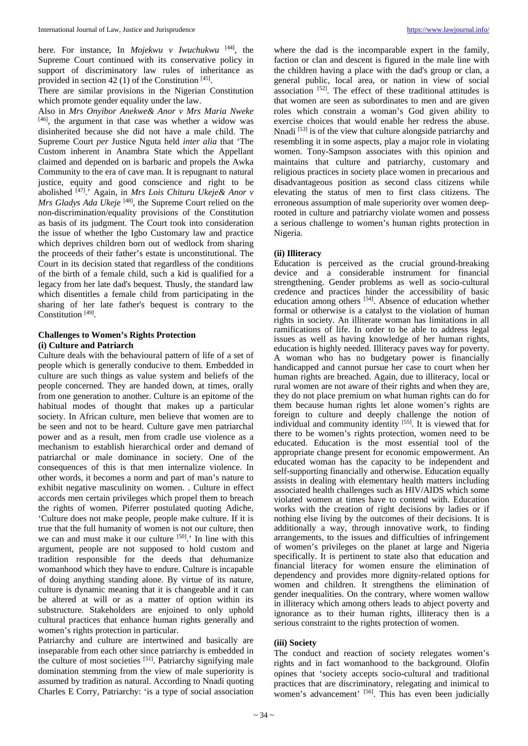here. For instance, In *Mojekwu v Iwuchukwu* [44], the Supreme Court continued with its conservative policy in support of discriminatory law rules of inheritance as provided in section 42 (1) of the Constitution [45].

There are similar provisions in the Nigerian Constitution which promote gender equality under the law.

Also in *Mrs Onyibor Anekwe& Anor v Mrs Maria Nweke* [46], the argument in that case was whether a widow was disinherited because she did not have a male child. The Supreme Court *per* Justice Nguta held *inter alia* that 'The Custom inherent in Anambra State which the Appellant claimed and depended on is barbaric and propels the Awka Community to the era of cave man. It is repugnant to natural justice, equity and good conscience and right to be abolished [47].' Again, in *Mrs Lois Chituru Ukeje& Anor v Mrs Gladys Ada Ukeje* [48], the Supreme Court relied on the non-discrimination/equality provisions of the Constitution as basis of its judgment. The Court took into consideration the issue of whether the Igbo Customary law and practice which deprives children born out of wedlock from sharing the proceeds of their father's estate is unconstitutional. The Court in its decision stated that regardless of the conditions of the birth of a female child, such a kid is qualified for a legacy from her late dad's bequest. Thusly, the standard law which disentitles a female child from participating in the sharing of her late father's bequest is contrary to the Constitution [49].

## Challenges to Women's Rights Protection

### (i) Culture and Patriarch

Culture deals with the behavioural pattern of life of a set of people which is generally conducive to them. Embedded in culture are such things as value system and beliefs of the people concerned. They are handed down, at times, orally from one generation to another. Culture is an epitome of the habitual modes of thought that makes up a particular society. In African culture, men believe that women are to be seen and not to be heard. Culture gave men patriarchal power and as a result, men from cradle use violence as a mechanism to establish hierarchical order and demand of patriarchal or male dominance in society. One of the consequences of this is that men internalize violence. In other words, it becomes a norm and part of man's nature to exhibit negative masculinity on women. . Culture in effect accords men certain privileges which propel them to breach the rights of women. Piferrer postulated quoting Adiche, 'Culture does not make people, people make culture. If it is true that the full humanity of women is not our culture, then we can and must make it our culture [50].' In line with this argument, people are not supposed to hold custom and tradition responsible for the deeds that dehumanize womanhood which they have to endure. Culture is incapable of doing anything standing alone. By virtue of its nature, culture is dynamic meaning that it is changeable and it can be altered at will or as a matter of option within its substructure. Stakeholders are enjoined to only uphold cultural practices that enhance human rights generally and women's rights protection in particular.

Patriarchy and culture are intertwined and basically are inseparable from each other since patriarchy is embedded in the culture of most societies [51]. Patriarchy signifying male domination stemming from the view of male superiority is assumed by tradition as natural. According to Nnadi quoting Charles E Corry, Patriarchy: 'is a type of social association where the dad is the incomparable expert in the family, faction or clan and descent is figured in the male line with the children having a place with the dad's group or clan, a general public, local area, or nation in view of social association [52]. The effect of these traditional attitudes is that women are seen as subordinates to men and are given roles which constrain a woman's God given ability to exercise choices that would enable her redress the abuse. Nnadi [53] is of the view that culture alongside patriarchy and resembling it in some aspects, play a major role in violating women. Tony-Sampson associates with this opinion and maintains that culture and patriarchy, customary and religious practices in society place women in precarious and disadvantageous position as second class citizens while elevating the status of men to first class citizens. The erroneous assumption of male superiority over women deep-rooted in culture and patriarchy violate women and possess a serious challenge to women's human rights protection in Nigeria.

### (ii) Illiteracy

Education is perceived as the crucial ground-breaking device and a considerable instrument for financial strengthening. Gender problems as well as socio-cultural credence and practices hinder the accessibility of basic education among others [54]. Absence of education whether formal or otherwise is a catalyst to the violation of human rights in society. An illiterate woman has limitations in all ramifications of life. In order to be able to address legal issues as well as having knowledge of her human rights, education is highly needed. Illiteracy paves way for poverty. A woman who has no budgetary power is financially handicapped and cannot pursue her case to court when her human rights are breached. Again, due to illiteracy, local or rural women are not aware of their rights and when they are, they do not place premium on what human rights can do for them because human rights let alone women's rights are foreign to culture and deeply challenge the notion of individual and community identity [55]. It is viewed that for there to be women's rights protection, women need to be educated. Education is the most essential tool of the appropriate change present for economic empowerment. An educated woman has the capacity to be independent and self-supporting financially and otherwise. Education equally assists in dealing with elementary health matters including associated health challenges such as HIV/AIDS which some violated women at times have to contend with. Education works with the creation of right decisions by ladies or if nothing else living by the outcomes of their decisions. It is additionally a way, through innovative work, to finding arrangements, to the issues and difficulties of infringement of women's privileges on the planet at large and Nigeria specifically. It is pertinent to state also that education and financial literacy for women ensure the elimination of dependency and provides more dignity-related options for women and children. It strengthens the elimination of gender inequalities. On the contrary, where women wallow in illiteracy which among others leads to abject poverty and ignorance as to their human rights, illiteracy then is a serious constraint to the rights protection of women.

### (iii) Society

The conduct and reaction of society relegates women's rights and in fact womanhood to the background. Olofin opines that 'society accepts socio-cultural and traditional practices that are discriminatory, relegating and inimical to women's advancement' [56]. This has even been judicially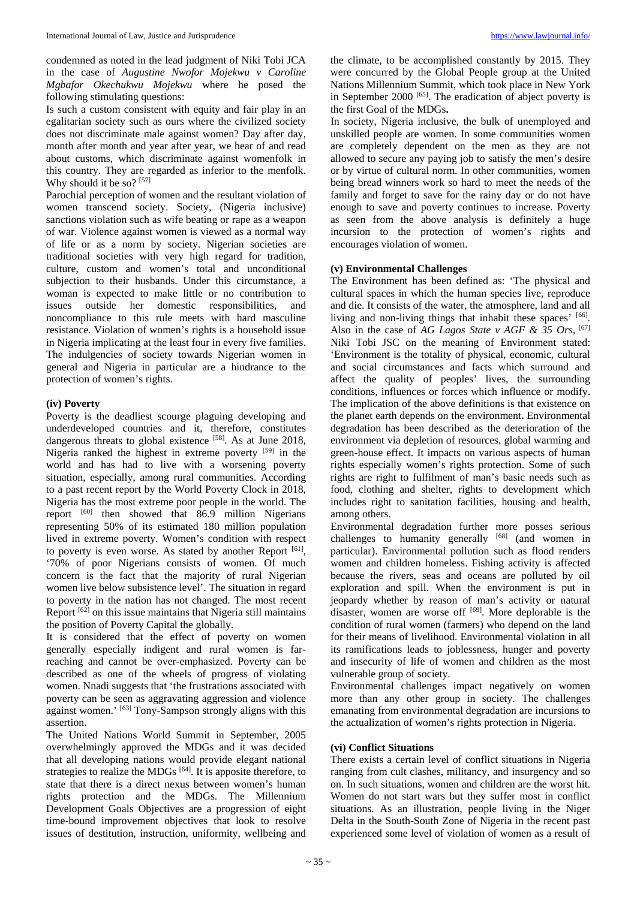condemned as noted in the lead judgment of Niki Tobi JCA in the case of *Augustine Nwofor Mojekwu v Caroline Mgbafor Okechukwu Mojekwu* where he posed the following stimulating questions:

Is such a custom consistent with equity and fair play in an egalitarian society such as ours where the civilized society does not discriminate male against women? Day after day, month after month and year after year, we hear of and read about customs, which discriminate against womenfolk in this country. They are regarded as inferior to the menfolk. Why should it be so? [57]

Parochial perception of women and the resultant violation of women transcend society. Society, (Nigeria inclusive) sanctions violation such as wife beating or rape as a weapon of war. Violence against women is viewed as a normal way of life or as a norm by society. Nigerian societies are traditional societies with very high regard for tradition, culture, custom and women's total and unconditional subjection to their husbands. Under this circumstance, a woman is expected to make little or no contribution to issues outside her domestic responsibilities, and noncompliance to this rule meets with hard masculine resistance. Violation of women's rights is a household issue in Nigeria implicating at the least four in every five families. The indulgencies of society towards Nigerian women in general and Nigeria in particular are a hindrance to the protection of women's rights.

**(iv) Poverty**

Poverty is the deadliest scourge plaguing developing and underdeveloped countries and it, therefore, constitutes dangerous threats to global existence [58]. As at June 2018, Nigeria ranked the highest in extreme poverty [59] in the world and has had to live with a worsening poverty situation, especially, among rural communities. According to a past recent report by the World Poverty Clock in 2018, Nigeria has the most extreme poor people in the world. The report [60] then showed that 86.9 million Nigerians representing 50% of its estimated 180 million population lived in extreme poverty. Women's condition with respect to poverty is even worse. As stated by another Report [61], '70% of poor Nigerians consists of women. Of much concern is the fact that the majority of rural Nigerian women live below subsistence level'. The situation in regard to poverty in the nation has not changed. The most recent Report [62] on this issue maintains that Nigeria still maintains the position of Poverty Capital the globally.

It is considered that the effect of poverty on women generally especially indigent and rural women is far-reaching and cannot be over-emphasized. Poverty can be described as one of the wheels of progress of violating women. Nnadi suggests that 'the frustrations associated with poverty can be seen as aggravating aggression and violence against women.' [63] Tony-Sampson strongly aligns with this assertion.

The United Nations World Summit in September, 2005 overwhelmingly approved the MDGs and it was decided that all developing nations would provide elegant national strategies to realize the MDGs [64]. It is apposite therefore, to state that there is a direct nexus between women's human rights protection and the MDGs. The Millennium Development Goals Objectives are a progression of eight time-bound improvement objectives that look to resolve issues of destitution, instruction, uniformity, wellbeing and the climate, to be accomplished constantly by 2015. They were concurred by the Global People group at the United Nations Millennium Summit, which took place in New York in September 2000 [65]. The eradication of abject poverty is the first Goal of the MDGs**.**

In society, Nigeria inclusive, the bulk of unemployed and unskilled people are women. In some communities women are completely dependent on the men as they are not allowed to secure any paying job to satisfy the men's desire or by virtue of cultural norm. In other communities, women being bread winners work so hard to meet the needs of the family and forget to save for the rainy day or do not have enough to save and poverty continues to increase. Poverty as seen from the above analysis is definitely a huge incursion to the protection of women's rights and encourages violation of women.

**(v) Environmental Challenges**

The Environment has been defined as: 'The physical and cultural spaces in which the human species live, reproduce and die. It consists of the water, the atmosphere, land and all living and non-living things that inhabit these spaces' [66]. Also in the case of *AG Lagos State v AGF & 35 Ors,* [67] Niki Tobi JSC on the meaning of Environment stated: 'Environment is the totality of physical, economic, cultural and social circumstances and facts which surround and affect the quality of peoples' lives, the surrounding conditions, influences or forces which influence or modify. The implication of the above definitions is that existence on the planet earth depends on the environment**.** Environmental degradation has been described as the deterioration of the environment via depletion of resources, global warming and green-house effect. It impacts on various aspects of human rights especially women's rights protection. Some of such rights are right to fulfilment of man's basic needs such as food, clothing and shelter, rights to development which includes right to sanitation facilities, housing and health, among others.

Environmental degradation further more posses serious challenges to humanity generally [68] (and women in particular). Environmental pollution such as flood renders women and children homeless. Fishing activity is affected because the rivers, seas and oceans are polluted by oil exploration and spill. When the environment is put in jeopardy whether by reason of man's activity or natural disaster, women are worse off [69]. More deplorable is the condition of rural women (farmers) who depend on the land for their means of livelihood. Environmental violation in all its ramifications leads to joblessness, hunger and poverty and insecurity of life of women and children as the most vulnerable group of society.

Environmental challenges impact negatively on women more than any other group in society. The challenges emanating from environmental degradation are incursions to the actualization of women's rights protection in Nigeria.

**(vi) Conflict Situations**

There exists a certain level of conflict situations in Nigeria ranging from cult clashes, militancy, and insurgency and so on. In such situations, women and children are the worst hit. Women do not start wars but they suffer most in conflict situations. As an illustration, people living in the Niger Delta in the South-South Zone of Nigeria in the recent past experienced some level of violation of women as a result of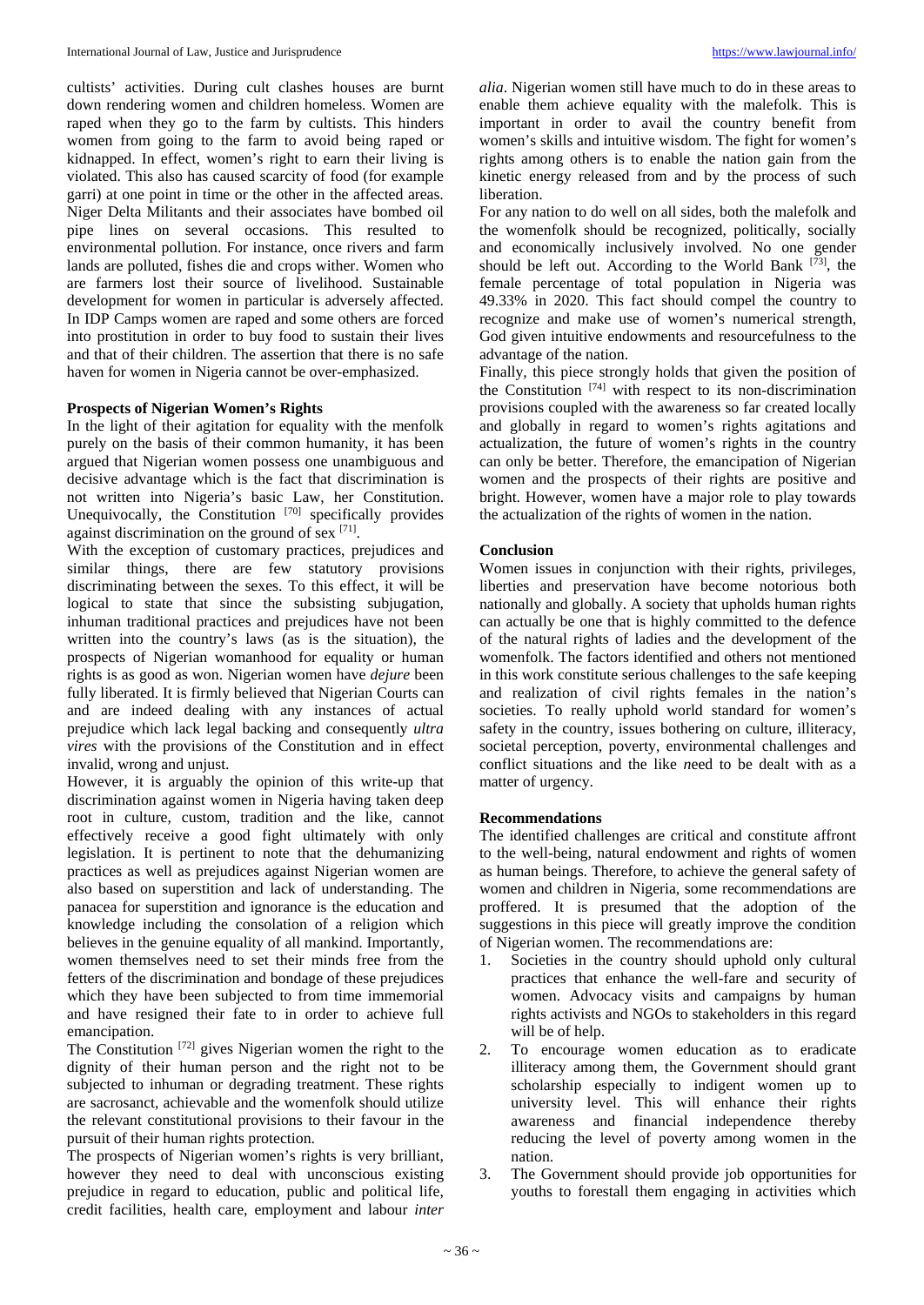cultists' activities. During cult clashes houses are burnt down rendering women and children homeless. Women are raped when they go to the farm by cultists. This hinders women from going to the farm to avoid being raped or kidnapped. In effect, women's right to earn their living is violated. This also has caused scarcity of food (for example garri) at one point in time or the other in the affected areas. Niger Delta Militants and their associates have bombed oil pipe lines on several occasions. This resulted to environmental pollution. For instance, once rivers and farm lands are polluted, fishes die and crops wither. Women who are farmers lost their source of livelihood. Sustainable development for women in particular is adversely affected. In IDP Camps women are raped and some others are forced into prostitution in order to buy food to sustain their lives and that of their children. The assertion that there is no safe haven for women in Nigeria cannot be over-emphasized.

### Prospects of Nigerian Women's Rights

In the light of their agitation for equality with the menfolk purely on the basis of their common humanity, it has been argued that Nigerian women possess one unambiguous and decisive advantage which is the fact that discrimination is not written into Nigeria's basic Law, her Constitution. Unequivocally, the Constitution [70] specifically provides against discrimination on the ground of sex [71].

With the exception of customary practices, prejudices and similar things, there are few statutory provisions discriminating between the sexes. To this effect, it will be logical to state that since the subsisting subjugation, inhuman traditional practices and prejudices have not been written into the country's laws (as is the situation), the prospects of Nigerian womanhood for equality or human rights is as good as won. Nigerian women have *dejure* been fully liberated. It is firmly believed that Nigerian Courts can and are indeed dealing with any instances of actual prejudice which lack legal backing and consequently *ultra vires* with the provisions of the Constitution and in effect invalid, wrong and unjust.

However, it is arguably the opinion of this write-up that discrimination against women in Nigeria having taken deep root in culture, custom, tradition and the like, cannot effectively receive a good fight ultimately with only legislation. It is pertinent to note that the dehumanizing practices as well as prejudices against Nigerian women are also based on superstition and lack of understanding. The panacea for superstition and ignorance is the education and knowledge including the consolation of a religion which believes in the genuine equality of all mankind. Importantly, women themselves need to set their minds free from the fetters of the discrimination and bondage of these prejudices which they have been subjected to from time immemorial and have resigned their fate to in order to achieve full emancipation.

The Constitution [72] gives Nigerian women the right to the dignity of their human person and the right not to be subjected to inhuman or degrading treatment. These rights are sacrosanct, achievable and the womenfolk should utilize the relevant constitutional provisions to their favour in the pursuit of their human rights protection.

The prospects of Nigerian women's rights is very brilliant, however they need to deal with unconscious existing prejudice in regard to education, public and political life, credit facilities, health care, employment and labour *inter alia*. Nigerian women still have much to do in these areas to enable them achieve equality with the malefolk. This is important in order to avail the country benefit from women's skills and intuitive wisdom. The fight for women's rights among others is to enable the nation gain from the kinetic energy released from and by the process of such liberation.

For any nation to do well on all sides, both the malefolk and the womenfolk should be recognized, politically, socially and economically inclusively involved. No one gender should be left out. According to the World Bank [73], the female percentage of total population in Nigeria was 49.33% in 2020. This fact should compel the country to recognize and make use of women's numerical strength, God given intuitive endowments and resourcefulness to the advantage of the nation.

Finally, this piece strongly holds that given the position of the Constitution [74] with respect to its non-discrimination provisions coupled with the awareness so far created locally and globally in regard to women's rights agitations and actualization, the future of women's rights in the country can only be better. Therefore, the emancipation of Nigerian women and the prospects of their rights are positive and bright. However, women have a major role to play towards the actualization of the rights of women in the nation.

### Conclusion

Women issues in conjunction with their rights, privileges, liberties and preservation have become notorious both nationally and globally. A society that upholds human rights can actually be one that is highly committed to the defence of the natural rights of ladies and the development of the womenfolk. The factors identified and others not mentioned in this work constitute serious challenges to the safe keeping and realization of civil rights females in the nation's societies. To really uphold world standard for women's safety in the country, issues bothering on culture, illiteracy, societal perception, poverty, environmental challenges and conflict situations and the like *n*eed to be dealt with as a matter of urgency.

### Recommendations

The identified challenges are critical and constitute affront to the well-being, natural endowment and rights of women as human beings. Therefore, to achieve the general safety of women and children in Nigeria, some recommendations are proffered. It is presumed that the adoption of the suggestions in this piece will greatly improve the condition of Nigerian women. The recommendations are:

1. Societies in the country should uphold only cultural practices that enhance the well-fare and security of women. Advocacy visits and campaigns by human rights activists and NGOs to stakeholders in this regard will be of help.
2. To encourage women education as to eradicate illiteracy among them, the Government should grant scholarship especially to indigent women up to university level. This will enhance their rights awareness and financial independence thereby reducing the level of poverty among women in the nation.
3. The Government should provide job opportunities for youths to forestall them engaging in activities which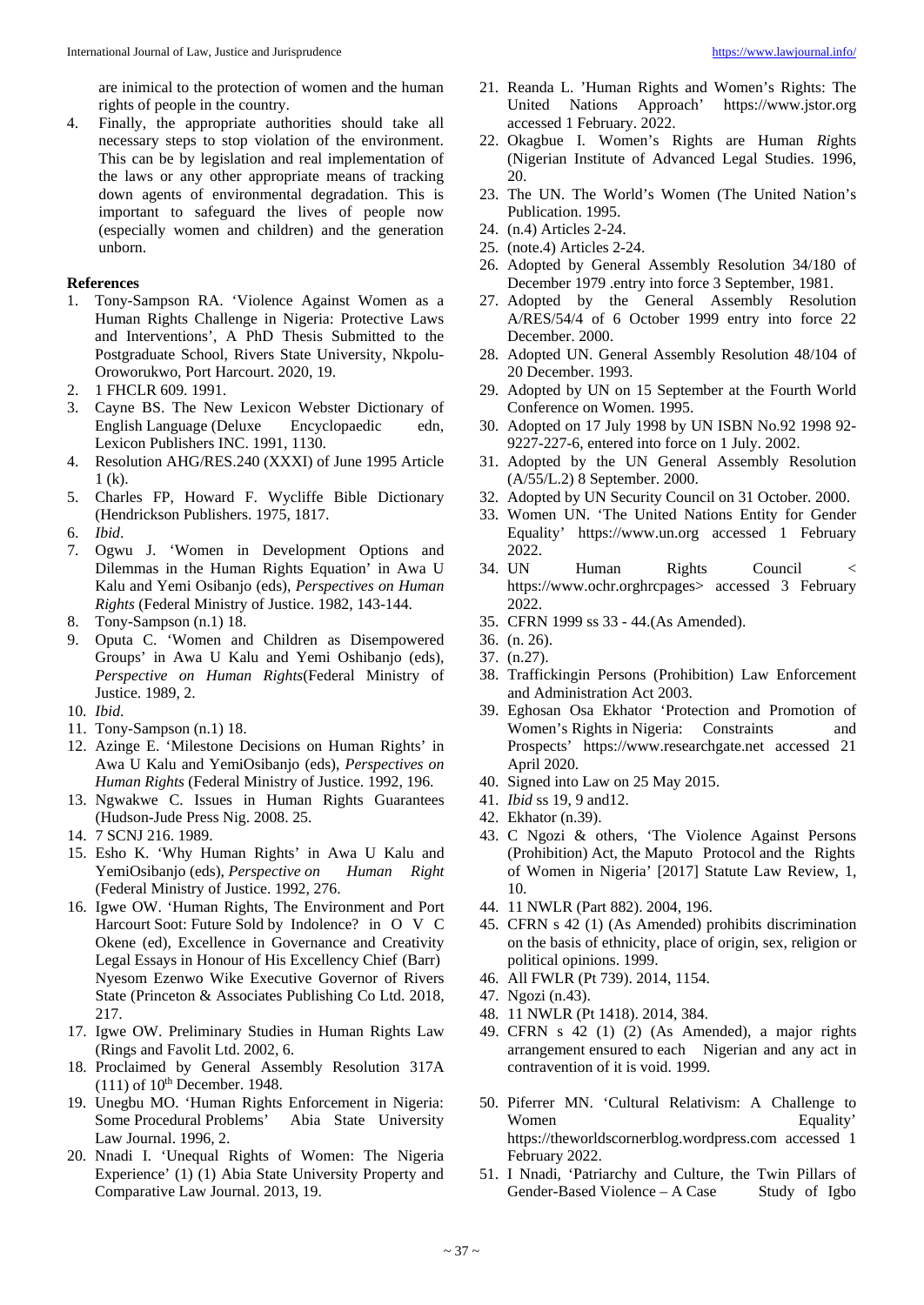are inimical to the protection of women and the human rights of people in the country.

4. Finally, the appropriate authorities should take all necessary steps to stop violation of the environment. This can be by legislation and real implementation of the laws or any other appropriate means of tracking down agents of environmental degradation. This is important to safeguard the lives of people now (especially women and children) and the generation unborn.

**References**

1. Tony-Sampson RA. 'Violence Against Women as a Human Rights Challenge in Nigeria: Protective Laws and Interventions', A PhD Thesis Submitted to the Postgraduate School, Rivers State University, Nkpolu-Oroworukwo, Port Harcourt. 2020, 19.
2. 1 FHCLR 609. 1991.
3. Cayne BS. The New Lexicon Webster Dictionary of English Language (Deluxe Encyclopaedic edn, Lexicon Publishers INC. 1991, 1130.
4. Resolution AHG/RES.240 (XXXI) of June 1995 Article 1 (k).
5. Charles FP, Howard F. Wycliffe Bible Dictionary (Hendrickson Publishers. 1975, 1817.
6. *Ibid*.
7. Ogwu J. 'Women in Development Options and Dilemmas in the Human Rights Equation' in Awa U Kalu and Yemi Osibanjo (eds), *Perspectives on Human Rights* (Federal Ministry of Justice. 1982, 143-144.
8. Tony-Sampson (n.1) 18.
9. Oputa C. 'Women and Children as Disempowered Groups' in Awa U Kalu and Yemi Oshibanjo (eds), *Perspective on Human Rights*(Federal Ministry of Justice. 1989, 2.
10. *Ibid*.
11. Tony-Sampson (n.1) 18.
12. Azinge E. 'Milestone Decisions on Human Rights' in Awa U Kalu and YemiOsibanjo (eds), *Perspectives on Human Rights* (Federal Ministry of Justice. 1992, 196.
13. Ngwakwe C. Issues in Human Rights Guarantees (Hudson-Jude Press Nig. 2008. 25.
14. 7 SCNJ 216. 1989.
15. Esho K. 'Why Human Rights' in Awa U Kalu and YemiOsibanjo (eds), *Perspective on Human Right* (Federal Ministry of Justice. 1992, 276.
16. Igwe OW. 'Human Rights, The Environment and Port Harcourt Soot: Future Sold by Indolence? in O V C Okene (ed), Excellence in Governance and Creativity Legal Essays in Honour of His Excellency Chief (Barr) Nyesom Ezenwo Wike Executive Governor of Rivers State (Princeton & Associates Publishing Co Ltd. 2018, 217.
17. Igwe OW. Preliminary Studies in Human Rights Law (Rings and Favolit Ltd. 2002, 6.
18. Proclaimed by General Assembly Resolution 317A (111) of 10th December. 1948.
19. Unegbu MO. 'Human Rights Enforcement in Nigeria: Some Procedural Problems' Abia State University Law Journal. 1996, 2.
20. Nnadi I. 'Unequal Rights of Women: The Nigeria Experience' (1) (1) Abia State University Property and Comparative Law Journal. 2013, 19.
21. Reanda L. 'Human Rights and Women's Rights: The United Nations Approach' https://www.jstor.org accessed 1 February. 2022.
22. Okagbue I. Women's Rights are Human *Ri*ghts (Nigerian Institute of Advanced Legal Studies. 1996, 20.
23. The UN. The World's Women (The United Nation's Publication. 1995.
24. (n.4) Articles 2-24.
25. (note.4) Articles 2-24.
26. Adopted by General Assembly Resolution 34/180 of December 1979 .entry into force 3 September, 1981.
27. Adopted by the General Assembly Resolution A/RES/54/4 of 6 October 1999 entry into force 22 December. 2000.
28. Adopted UN. General Assembly Resolution 48/104 of 20 December. 1993.
29. Adopted by UN on 15 September at the Fourth World Conference on Women. 1995.
30. Adopted on 17 July 1998 by UN ISBN No.92 1998 92-9227-227-6, entered into force on 1 July. 2002.
31. Adopted by the UN General Assembly Resolution (A/55/L.2) 8 September. 2000.
32. Adopted by UN Security Council on 31 October. 2000.
33. Women UN. 'The United Nations Entity for Gender Equality' https://www.un.org accessed 1 February 2022.
34. UN Human Rights Council < https://www.ochr.orghrcpages> accessed 3 February 2022.
35. CFRN 1999 ss 33 - 44.(As Amended).
36. (n. 26).
37. (n.27).
38. Traffickingin Persons (Prohibition) Law Enforcement and Administration Act 2003.
39. Eghosan Osa Ekhator 'Protection and Promotion of Women's Rights in Nigeria: Constraints and Prospects' https://www.researchgate.net accessed 21 April 2020.
40. Signed into Law on 25 May 2015.
41. *Ibid* ss 19, 9 and12.
42. Ekhator (n.39).
43. C Ngozi & others, 'The Violence Against Persons (Prohibition) Act, the Maputo Protocol and the Rights of Women in Nigeria' [2017] Statute Law Review, 1, 10.
44. 11 NWLR (Part 882). 2004, 196.
45. CFRN s 42 (1) (As Amended) prohibits discrimination on the basis of ethnicity, place of origin, sex, religion or political opinions. 1999.
46. All FWLR (Pt 739). 2014, 1154.
47. Ngozi (n.43).
48. 11 NWLR (Pt 1418). 2014, 384.
49. CFRN s 42 (1) (2) (As Amended), a major rights arrangement ensured to each Nigerian and any act in contravention of it is void. 1999.
50. Piferrer MN. 'Cultural Relativism: A Challenge to Women Equality' https://theworldscornerblog.wordpress.com accessed 1 February 2022.
51. I Nnadi, 'Patriarchy and Culture, the Twin Pillars of Gender-Based Violence – A Case Study of Igbo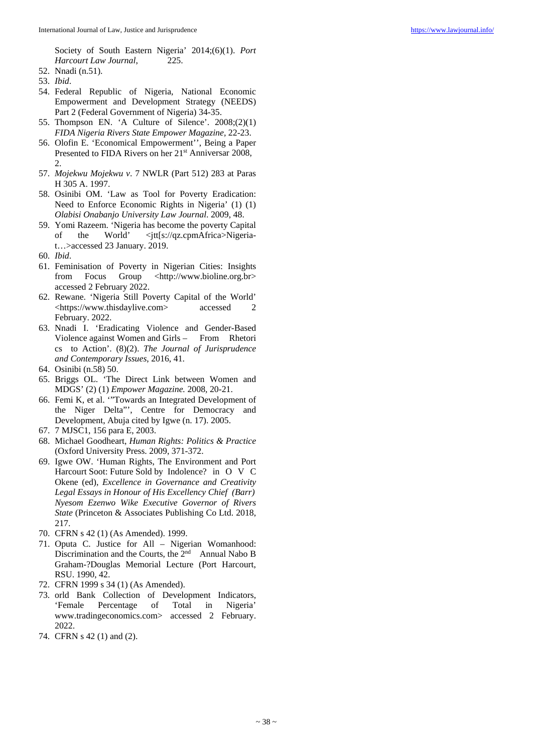Society of South Eastern Nigeria' 2014;(6)(1). *Port Harcourt Law Journal*, 225.

52. Nnadi (n.51).
53. *Ibid*.
54. Federal Republic of Nigeria, National Economic Empowerment and Development Strategy (NEEDS) Part 2 (Federal Government of Nigeria) 34-35.
55. Thompson EN. 'A Culture of Silence'. 2008;(2)(1) *FIDA Nigeria Rivers State Empower Magazine*, 22-23.
56. Olofin E. 'Economical Empowerment'', Being a Paper Presented to FIDA Rivers on her 21st Anniversar 2008, 2.
57. *Mojekwu Mojekwu v*. 7 NWLR (Part 512) 283 at Paras H 305 A. 1997.
58. Osinibi OM. 'Law as Tool for Poverty Eradication: Need to Enforce Economic Rights in Nigeria' (1) (1) *Olabisi Onabanjo University Law Journal*. 2009, 48.
59. Yomi Razeem. 'Nigeria has become the poverty Capital of the World' <jtt[s://qz.cpmAfrica>Nigeria-t…>accessed 23 January. 2019.
60. *Ibid*.
61. Feminisation of Poverty in Nigerian Cities: Insights from Focus Group <http://www.bioline.org.br> accessed 2 February 2022.
62. Rewane. 'Nigeria Still Poverty Capital of the World' <https://www.thisdaylive.com> accessed 2 February. 2022.
63. Nnadi I. 'Eradicating Violence and Gender-Based Violence against Women and Girls – From Rhetori cs to Action'. (8)(2). *The Journal of Jurisprudence and Contemporary Issues*, 2016, 41.
64. Osinibi (n.58) 50.
65. Briggs OL. 'The Direct Link between Women and MDGS' (2) (1) *Empower Magazine*. 2008, 20-21.
66. Femi K, et al. '"Towards an Integrated Development of the Niger Delta"', Centre for Democracy and Development, Abuja cited by Igwe (n. 17). 2005.
67. 7 MJSC1, 156 para E, 2003.
68. Michael Goodheart, *Human Rights: Politics & Practice* (Oxford University Press. 2009, 371-372.
69. Igwe OW. 'Human Rights, The Environment and Port Harcourt Soot: Future Sold by Indolence? in O V C Okene (ed), *Excellence in Governance and Creativity Legal Essays in Honour of His Excellency Chief (Barr) Nyesom Ezenwo Wike Executive Governor of Rivers State* (Princeton & Associates Publishing Co Ltd. 2018, 217.
70. CFRN s 42 (1) (As Amended). 1999.
71. Oputa C. Justice for All – Nigerian Womanhood: Discrimination and the Courts, the 2nd Annual Nabo B Graham-?Douglas Memorial Lecture (Port Harcourt, RSU. 1990, 42.
72. CFRN 1999 s 34 (1) (As Amended).
73. orld Bank Collection of Development Indicators, 'Female Percentage of Total in Nigeria' www.tradingeconomics.com> accessed 2 February. 2022.
74. CFRN s 42 (1) and (2).